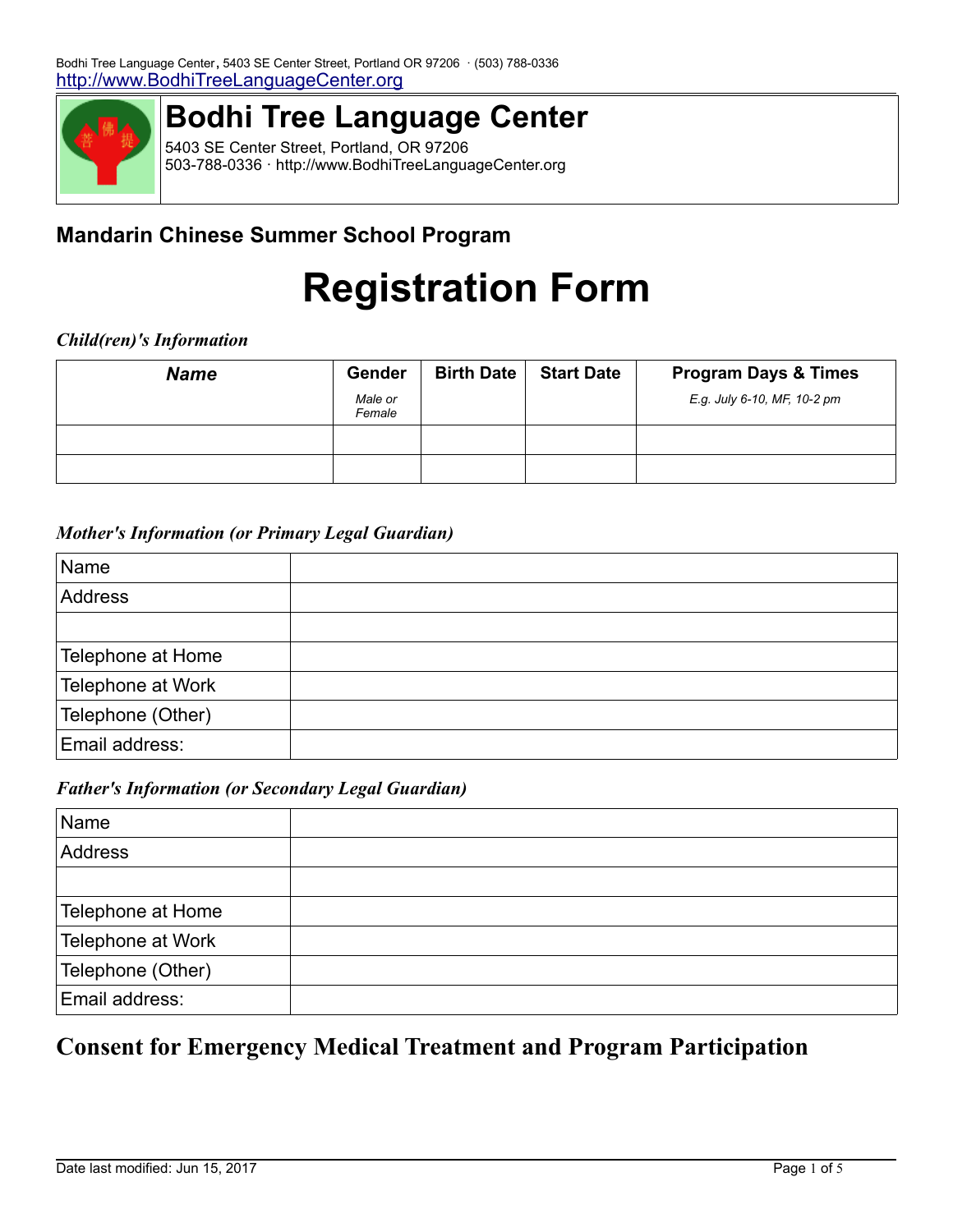# Bodhi Tree Language Center

5403 SE Center Street, Portland, OR 97206
503-788-0336 · http://www.BodhiTreeLanguageCenter.org

## Mandarin Chinese Summer School Program

# Registration Form

***Child(ren)'s Information***

| ***Name*** | **Gender** *Male or Female* | **Birth Date** | **Start Date** | **Program Days & Times** *E.g. July 6-10, MF, 10-2 pm* |
|---|---|---|---|---|
| | | | | |
| | | | | |

***Mother's Information (or Primary Legal Guardian)***

| | |
|---|---|
| Name | |
| Address | |
| | |
| Telephone at Home | |
| Telephone at Work | |
| Telephone (Other) | |
| Email address: | |

***Father's Information (or Secondary Legal Guardian)***

| | |
|---|---|
| Name | |
| Address | |
| | |
| Telephone at Home | |
| Telephone at Work | |
| Telephone (Other) | |
| Email address: | |

## Consent for Emergency Medical Treatment and Program Participation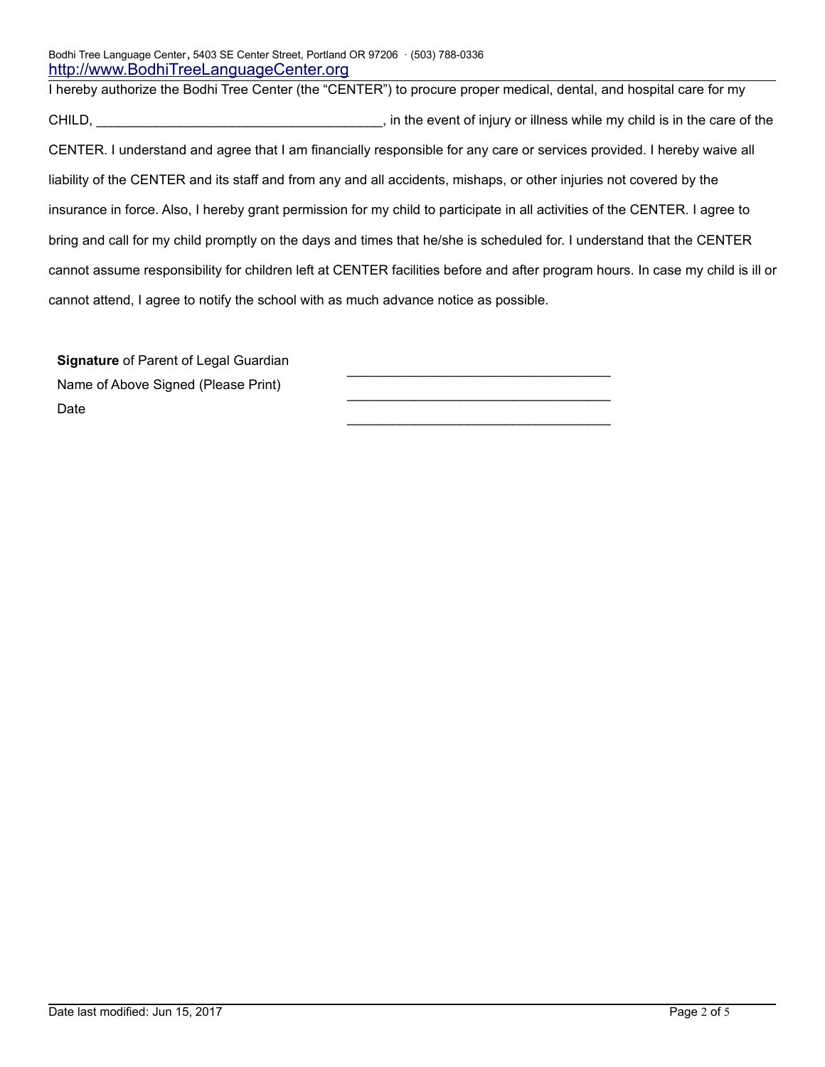I hereby authorize the Bodhi Tree Center (the "CENTER") to procure proper medical, dental, and hospital care for my CHILD, _______________________________________, in the event of injury or illness while my child is in the care of the CENTER. I understand and agree that I am financially responsible for any care or services provided. I hereby waive all liability of the CENTER and its staff and from any and all accidents, mishaps, or other injuries not covered by the insurance in force. Also, I hereby grant permission for my child to participate in all activities of the CENTER. I agree to bring and call for my child promptly on the days and times that he/she is scheduled for. I understand that the CENTER cannot assume responsibility for children left at CENTER facilities before and after program hours. In case my child is ill or cannot attend, I agree to notify the school with as much advance notice as possible.

**Signature** of Parent of Legal Guardian ___________________________________

Name of Above Signed (Please Print) ___________________________________

Date ___________________________________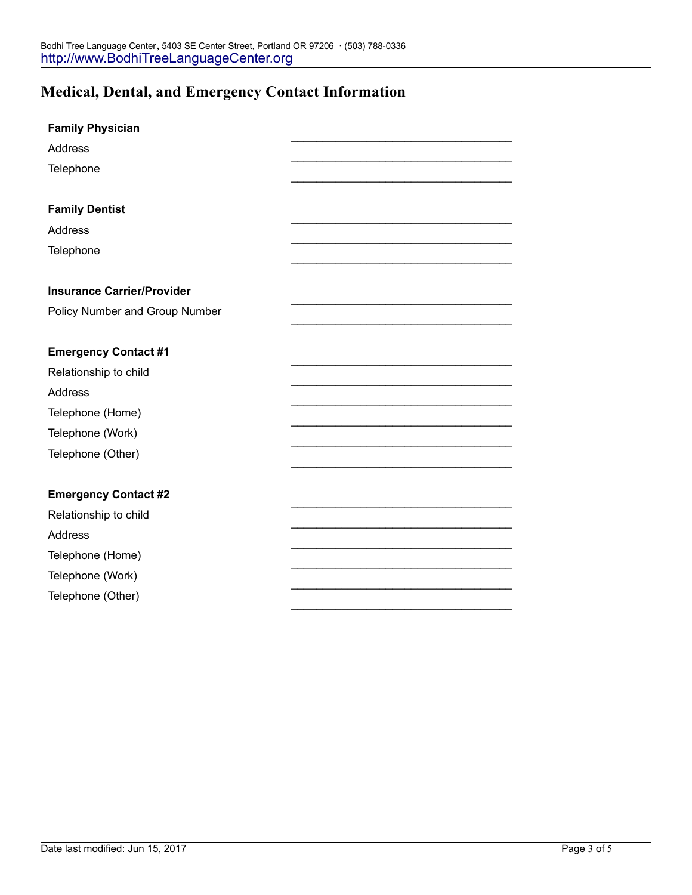## Medical, Dental, and Emergency Contact Information

**Family Physician** ___________________________________

Address ___________________________________

Telephone ___________________________________

**Family Dentist** ___________________________________

Address ___________________________________

Telephone ___________________________________

**Insurance Carrier/Provider** ___________________________________

Policy Number and Group Number ___________________________________

**Emergency Contact #1** ___________________________________

Relationship to child ___________________________________

Address ___________________________________

Telephone (Home) ___________________________________

Telephone (Work) ___________________________________

Telephone (Other) ___________________________________

**Emergency Contact #2** ___________________________________

Relationship to child ___________________________________

Address ___________________________________

Telephone (Home) ___________________________________

Telephone (Work) ___________________________________

Telephone (Other) ___________________________________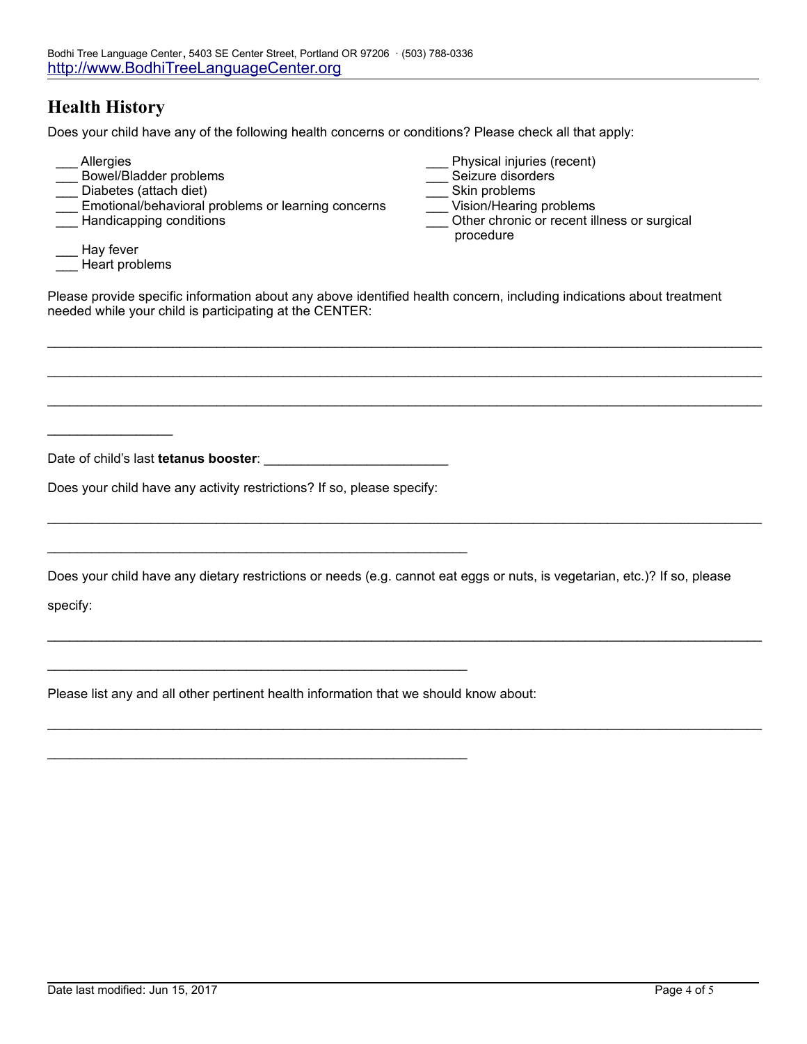## Health History

Does your child have any of the following health concerns or conditions? Please check all that apply:

___ Allergies
___ Bowel/Bladder problems
___ Diabetes (attach diet)
___ Emotional/behavioral problems or learning concerns
___ Handicapping conditions
___ Hay fever
___ Heart problems
___ Physical injuries (recent)
___ Seizure disorders
___ Skin problems
___ Vision/Hearing problems
___ Other chronic or recent illness or surgical procedure

Please provide specific information about any above identified health concern, including indications about treatment needed while your child is participating at the CENTER:

_______________________________________________________________________________________

_______________________________________________________________________________________

_______________________________________________________________________________________

________________

Date of child's last **tetanus booster**: ________________________

Does your child have any activity restrictions? If so, please specify:

_______________________________________________________________________________________

_________________________________________________________

Does your child have any dietary restrictions or needs (e.g. cannot eat eggs or nuts, is vegetarian, etc.)? If so, please specify:

_______________________________________________________________________________________

_________________________________________________________

Please list any and all other pertinent health information that we should know about:

_______________________________________________________________________________________

_________________________________________________________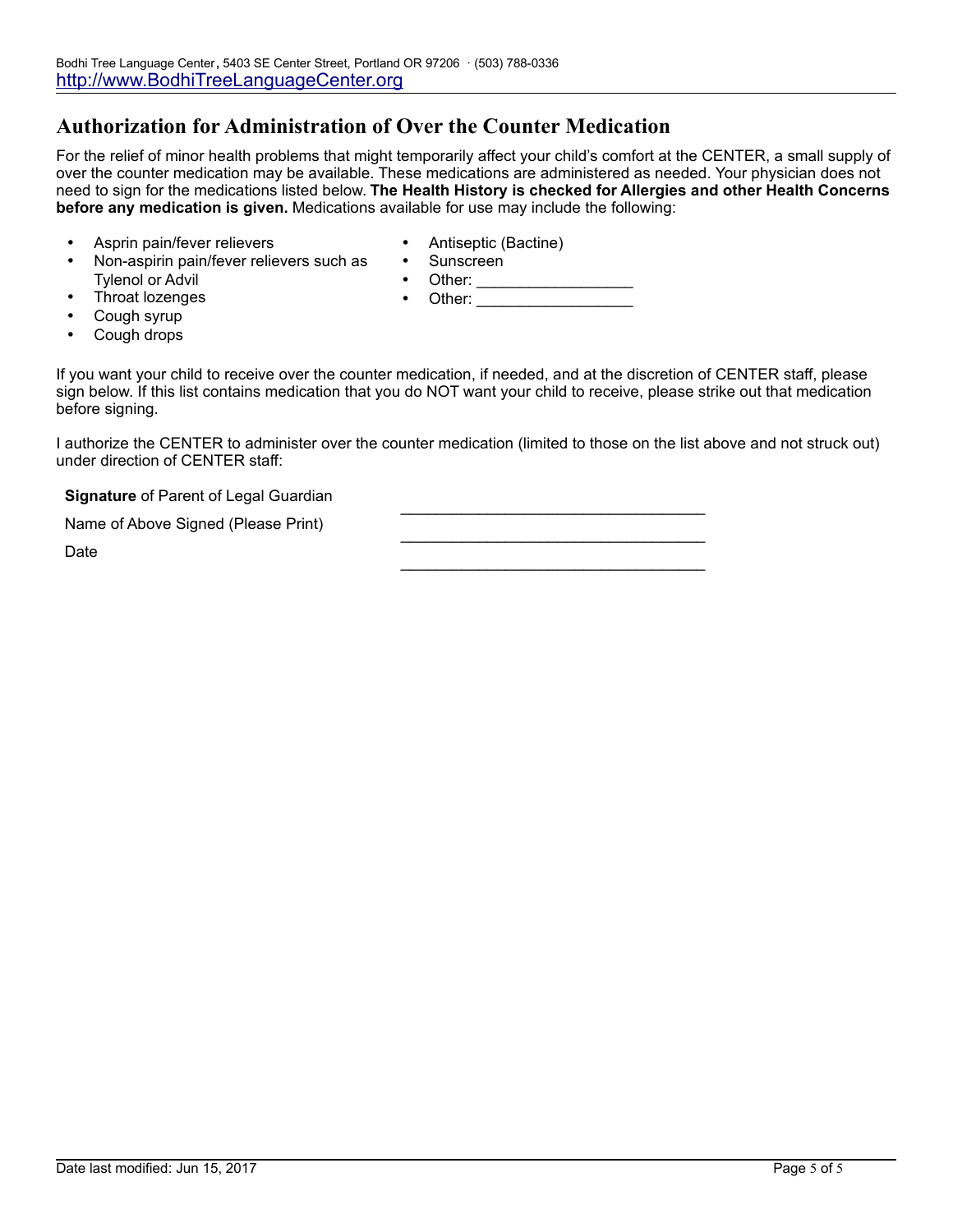## Authorization for Administration of Over the Counter Medication

For the relief of minor health problems that might temporarily affect your child's comfort at the CENTER, a small supply of over the counter medication may be available. These medications are administered as needed. Your physician does not need to sign for the medications listed below. **The Health History is checked for Allergies and other Health Concerns before any medication is given.** Medications available for use may include the following:

- Asprin pain/fever relievers
- Non-aspirin pain/fever relievers such as Tylenol or Advil
- Throat lozenges
- Cough syrup
- Cough drops
- Antiseptic (Bactine)
- Sunscreen
- Other: ___________________
- Other: ___________________

If you want your child to receive over the counter medication, if needed, and at the discretion of CENTER staff, please sign below. If this list contains medication that you do NOT want your child to receive, please strike out that medication before signing.

I authorize the CENTER to administer over the counter medication (limited to those on the list above and not struck out) under direction of CENTER staff:

**Signature** of Parent of Legal Guardian ___________________________________

Name of Above Signed (Please Print) ___________________________________

Date ___________________________________

Date last modified: Jun 15, 2017